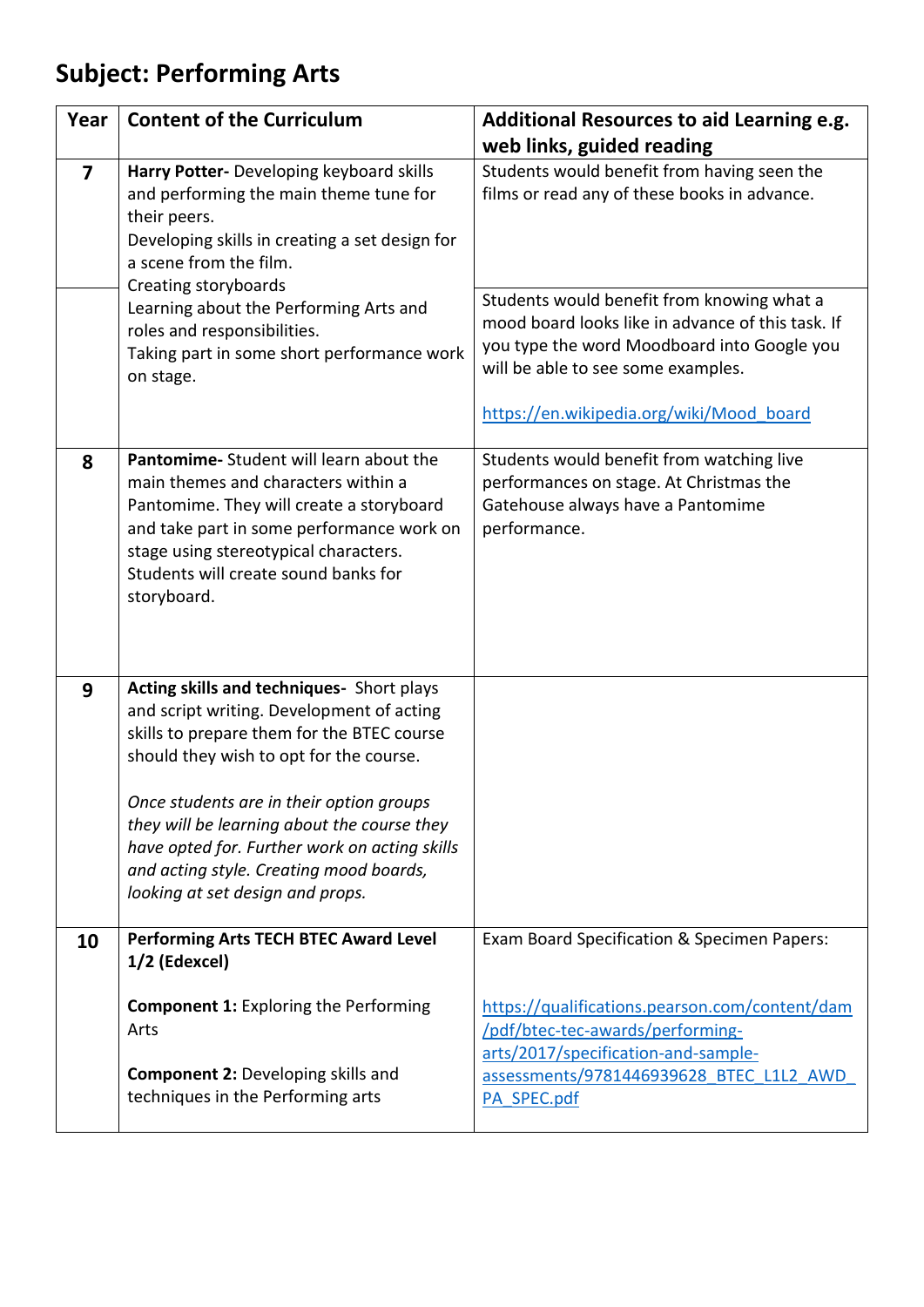# Subject: Performing Arts

| Year | Content of the Curriculum | Additional Resources to aid Learning e.g. web links, guided reading |
|---|---|---|
| **7** | **Harry Potter-** Developing keyboard skills and performing the main theme tune for their peers.<br>Developing skills in creating a set design for a scene from the film.<br>Creating storyboards<br>Learning about the Performing Arts and roles and responsibilities.<br>Taking part in some short performance work on stage. | Students would benefit from having seen the films or read any of these books in advance.<br><br>Students would benefit from knowing what a mood board looks like in advance of this task. If you type the word Moodboard into Google you will be able to see some examples.<br><br>https://en.wikipedia.org/wiki/Mood_board |
| **8** | **Pantomime-** Student will learn about the main themes and characters within a Pantomime. They will create a storyboard and take part in some performance work on stage using stereotypical characters. Students will create sound banks for storyboard. | Students would benefit from watching live performances on stage. At Christmas the Gatehouse always have a Pantomime performance. |
| **9** | **Acting skills and techniques-** Short plays and script writing. Development of acting skills to prepare them for the BTEC course should they wish to opt for the course.<br><br>*Once students are in their option groups they will be learning about the course they have opted for. Further work on acting skills and acting style. Creating mood boards, looking at set design and props.* | |
| **10** | **Performing Arts TECH BTEC Award Level 1/2 (Edexcel)**<br><br>**Component 1:** Exploring the Performing Arts<br><br>**Component 2:** Developing skills and techniques in the Performing arts | Exam Board Specification & Specimen Papers:<br><br>https://qualifications.pearson.com/content/dam/pdf/btec-tec-awards/performing-arts/2017/specification-and-sample-assessments/9781446939628_BTEC_L1L2_AWD_PA_SPEC.pdf |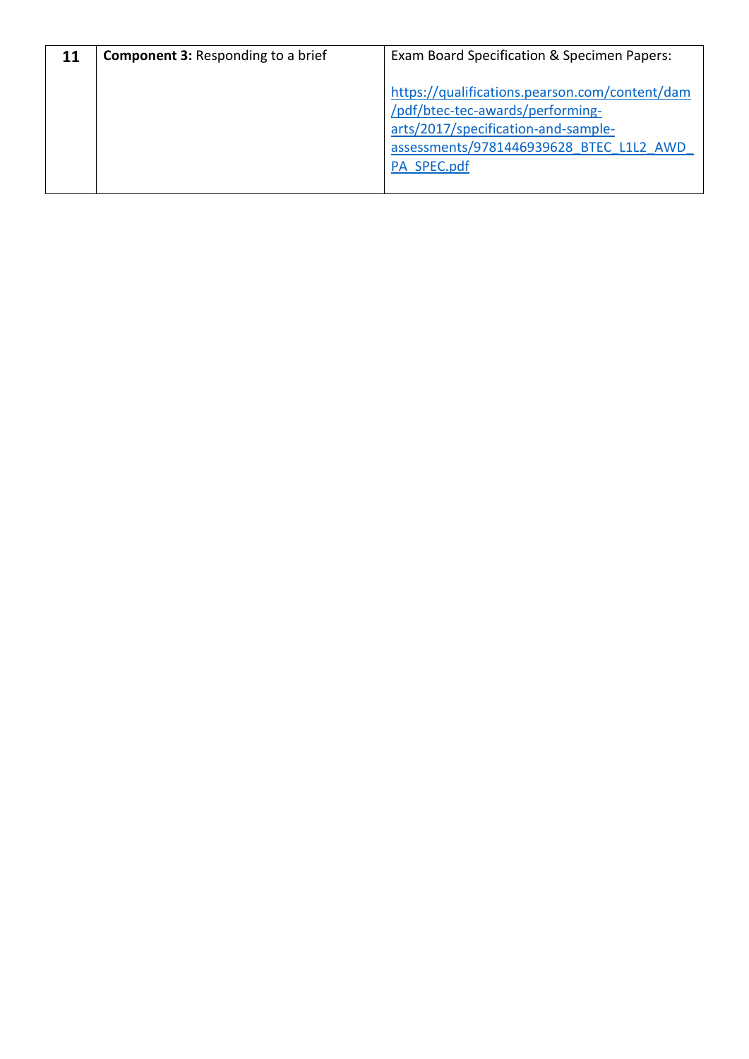| | | |
|---|---|---|
| **11** | **Component 3:** Responding to a brief | Exam Board Specification & Specimen Papers:<br><br>https://qualifications.pearson.com/content/dam/pdf/btec-tec-awards/performing-arts/2017/specification-and-sample-assessments/9781446939628_BTEC_L1L2_AWD_PA_SPEC.pdf |